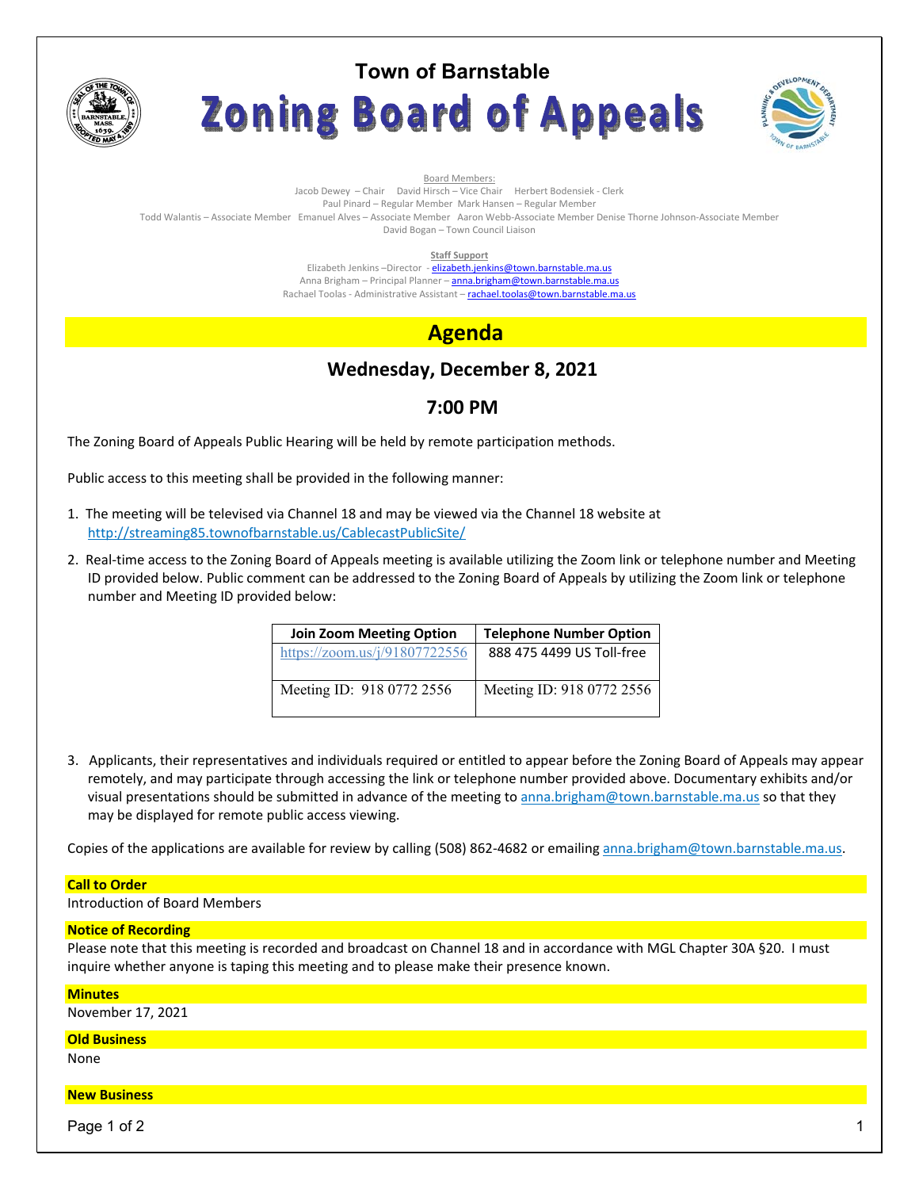# Town of Barnstable

# Zoning Board of Appeals

Board Members:

Jacob Dewey – Chair David Hirsch – Vice Chair Herbert Bodensiek - Clerk
Paul Pinard – Regular Member Mark Hansen – Regular Member
Todd Walantis – Associate Member Emanuel Alves – Associate Member Aaron Webb-Associate Member Denise Thorne Johnson-Associate Member
David Bogan – Town Council Liaison

**Staff Support**

Elizabeth Jenkins –Director - elizabeth.jenkins@town.barnstable.ma.us
Anna Brigham – Principal Planner – anna.brigham@town.barnstable.ma.us
Rachael Toolas - Administrative Assistant – rachael.toolas@town.barnstable.ma.us

## Agenda

### Wednesday, December 8, 2021

### 7:00 PM

The Zoning Board of Appeals Public Hearing will be held by remote participation methods.

Public access to this meeting shall be provided in the following manner:

1. The meeting will be televised via Channel 18 and may be viewed via the Channel 18 website at http://streaming85.townofbarnstable.us/CablecastPublicSite/
2. Real-time access to the Zoning Board of Appeals meeting is available utilizing the Zoom link or telephone number and Meeting ID provided below. Public comment can be addressed to the Zoning Board of Appeals by utilizing the Zoom link or telephone number and Meeting ID provided below:

| Join Zoom Meeting Option | Telephone Number Option |
|---|---|
| https://zoom.us/j/91807722556 | 888 475 4499 US Toll-free |
| Meeting ID: 918 0772 2556 | Meeting ID: 918 0772 2556 |

3. Applicants, their representatives and individuals required or entitled to appear before the Zoning Board of Appeals may appear remotely, and may participate through accessing the link or telephone number provided above. Documentary exhibits and/or visual presentations should be submitted in advance of the meeting to anna.brigham@town.barnstable.ma.us so that they may be displayed for remote public access viewing.

Copies of the applications are available for review by calling (508) 862-4682 or emailing anna.brigham@town.barnstable.ma.us.

**Call to Order**

Introduction of Board Members

**Notice of Recording**

Please note that this meeting is recorded and broadcast on Channel 18 and in accordance with MGL Chapter 30A §20. I must inquire whether anyone is taping this meeting and to please make their presence known.

**Minutes**

November 17, 2021

**Old Business**

None

**New Business**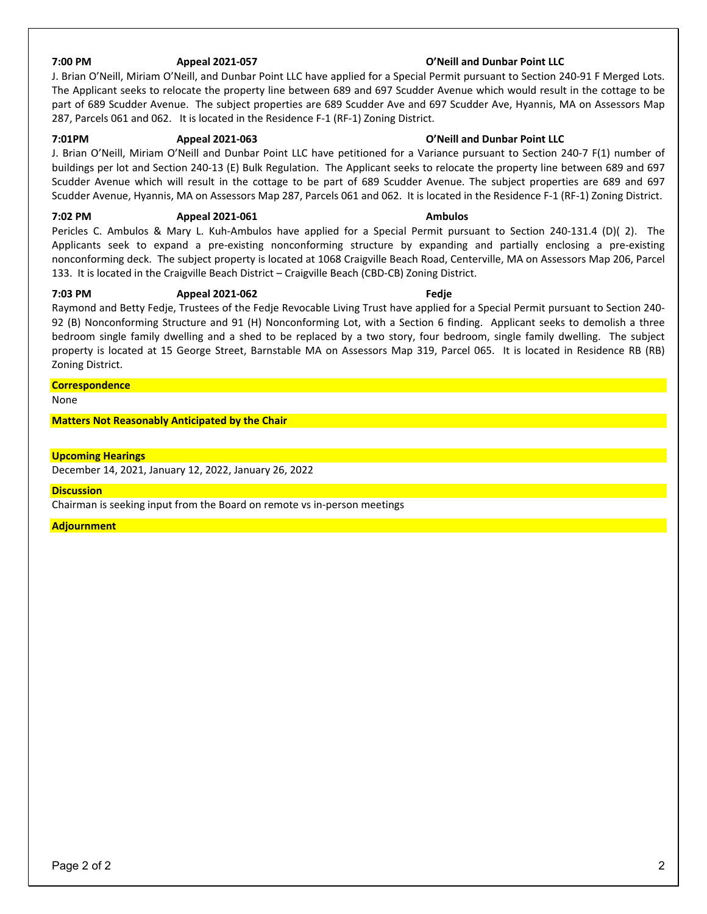**7:00 PM** **Appeal 2021-057** **O'Neill and Dunbar Point LLC**

J. Brian O'Neill, Miriam O'Neill, and Dunbar Point LLC have applied for a Special Permit pursuant to Section 240-91 F Merged Lots. The Applicant seeks to relocate the property line between 689 and 697 Scudder Avenue which would result in the cottage to be part of 689 Scudder Avenue. The subject properties are 689 Scudder Ave and 697 Scudder Ave, Hyannis, MA on Assessors Map 287, Parcels 061 and 062. It is located in the Residence F-1 (RF-1) Zoning District.

**7:01PM** **Appeal 2021-063** **O'Neill and Dunbar Point LLC**

J. Brian O'Neill, Miriam O'Neill and Dunbar Point LLC have petitioned for a Variance pursuant to Section 240-7 F(1) number of buildings per lot and Section 240-13 (E) Bulk Regulation. The Applicant seeks to relocate the property line between 689 and 697 Scudder Avenue which will result in the cottage to be part of 689 Scudder Avenue. The subject properties are 689 and 697 Scudder Avenue, Hyannis, MA on Assessors Map 287, Parcels 061 and 062. It is located in the Residence F-1 (RF-1) Zoning District.

**7:02 PM** **Appeal 2021-061** **Ambulos**

Pericles C. Ambulos & Mary L. Kuh-Ambulos have applied for a Special Permit pursuant to Section 240-131.4 (D)( 2). The Applicants seek to expand a pre-existing nonconforming structure by expanding and partially enclosing a pre-existing nonconforming deck. The subject property is located at 1068 Craigville Beach Road, Centerville, MA on Assessors Map 206, Parcel 133. It is located in the Craigville Beach District – Craigville Beach (CBD-CB) Zoning District.

**7:03 PM** **Appeal 2021-062** **Fedje**

Raymond and Betty Fedje, Trustees of the Fedje Revocable Living Trust have applied for a Special Permit pursuant to Section 240-92 (B) Nonconforming Structure and 91 (H) Nonconforming Lot, with a Section 6 finding. Applicant seeks to demolish a three bedroom single family dwelling and a shed to be replaced by a two story, four bedroom, single family dwelling. The subject property is located at 15 George Street, Barnstable MA on Assessors Map 319, Parcel 065. It is located in Residence RB (RB) Zoning District.

**Correspondence**

None

**Matters Not Reasonably Anticipated by the Chair**

**Upcoming Hearings**

December 14, 2021, January 12, 2022, January 26, 2022

**Discussion**

Chairman is seeking input from the Board on remote vs in-person meetings

**Adjournment**